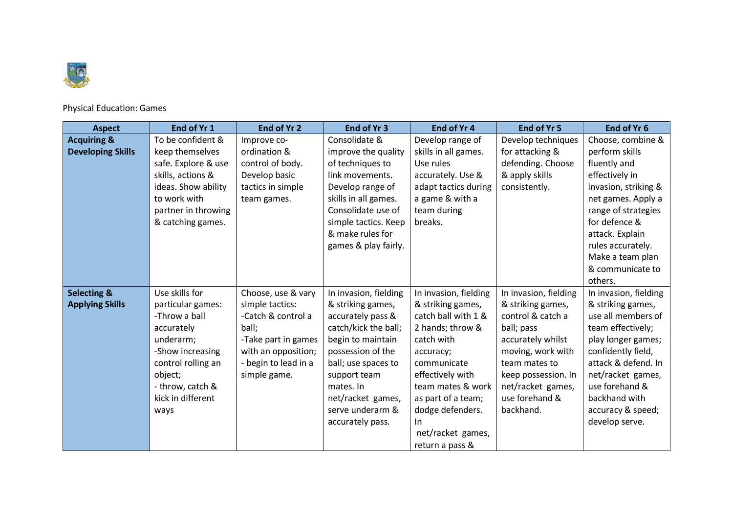Physical Education: Games

| Aspect | End of Yr 1 | End of Yr 2 | End of Yr 3 | End of Yr 4 | End of Yr 5 | End of Yr 6 |
|---|---|---|---|---|---|---|
| **Acquiring & Developing Skills** | To be confident & keep themselves safe. Explore & use skills, actions & ideas. Show ability to work with partner in throwing & catching games. | Improve co-ordination & control of body. Develop basic tactics in simple team games. | Consolidate & improve the quality of techniques to link movements. Develop range of skills in all games. Consolidate use of simple tactics. Keep & make rules for games & play fairly. | Develop range of skills in all games. Use rules accurately. Use & adapt tactics during a game & with a team during breaks. | Develop techniques for attacking & defending. Choose & apply skills consistently. | Choose, combine & perform skills fluently and effectively in invasion, striking & net games. Apply a range of strategies for defence & attack. Explain rules accurately. Make a team plan & communicate to others. |
| **Selecting & Applying Skills** | Use skills for particular games: -Throw a ball accurately underarm; -Show increasing control rolling an object; - throw, catch & kick in different ways | Choose, use & vary simple tactics: -Catch & control a ball; -Take part in games with an opposition; - begin to lead in a simple game. | In invasion, fielding & striking games, accurately pass & catch/kick the ball; begin to maintain possession of the ball; use spaces to support team mates. In net/racket games, serve underarm & accurately pass. | In invasion, fielding & striking games, catch ball with 1 & 2 hands; throw & catch with accuracy; communicate effectively with team mates & work as part of a team; dodge defenders. In net/racket games, return a pass & | In invasion, fielding & striking games, control & catch a ball; pass accurately whilst moving, work with team mates to keep possession. In net/racket games, use forehand & backhand. | In invasion, fielding & striking games, use all members of team effectively; play longer games; confidently field, attack & defend. In net/racket games, use forehand & backhand with accuracy & speed; develop serve. |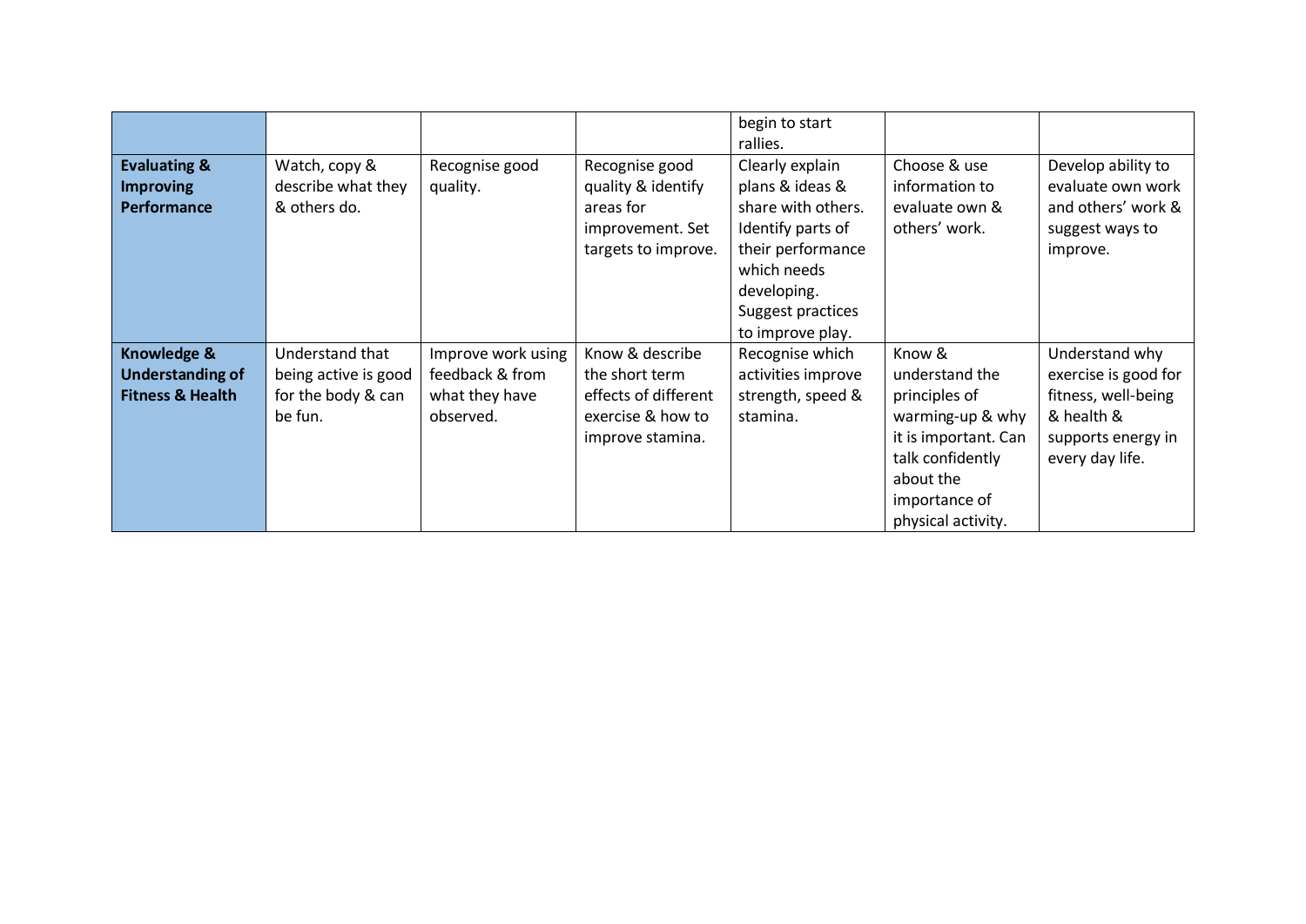| | | | | | | |
|---|---|---|---|---|---|---|
| | | | | begin to start rallies. | | |
| **Evaluating & Improving Performance** | Watch, copy & describe what they & others do. | Recognise good quality. | Recognise good quality & identify areas for improvement. Set targets to improve. | Clearly explain plans & ideas & share with others. Identify parts of their performance which needs developing. Suggest practices to improve play. | Choose & use information to evaluate own & others' work. | Develop ability to evaluate own work and others' work & suggest ways to improve. |
| **Knowledge & Understanding of Fitness & Health** | Understand that being active is good for the body & can be fun. | Improve work using feedback & from what they have observed. | Know & describe the short term effects of different exercise & how to improve stamina. | Recognise which activities improve strength, speed & stamina. | Know & understand the principles of warming-up & why it is important. Can talk confidently about the importance of physical activity. | Understand why exercise is good for fitness, well-being & health & supports energy in every day life. |